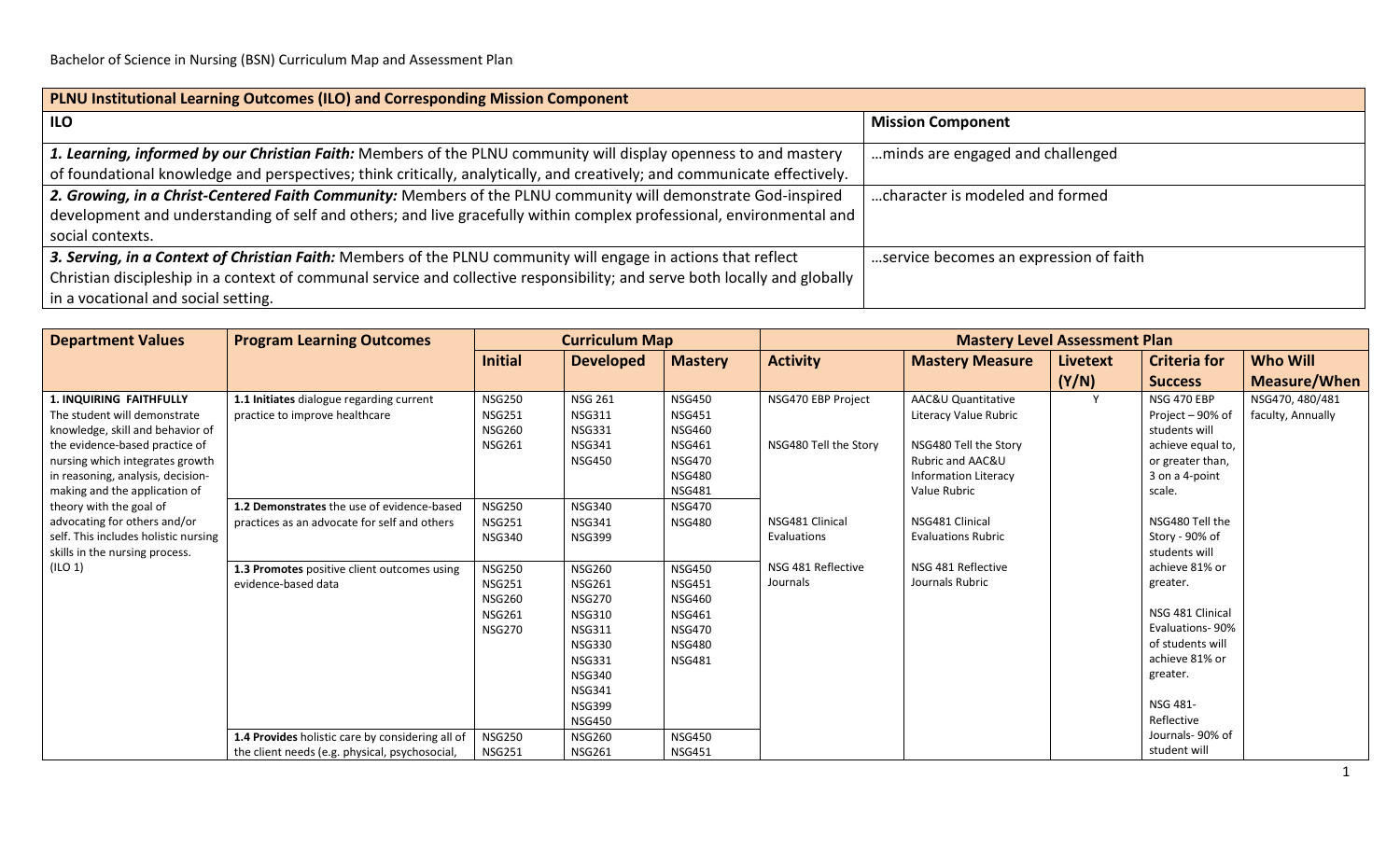Bachelor of Science in Nursing (BSN) Curriculum Map and Assessment Plan

| PLNU Institutional Learning Outcomes (ILO) and Corresponding Mission Component | |
|---|---|
| **ILO** | **Mission Component** |
| ***1. Learning, informed by our Christian Faith:*** Members of the PLNU community will display openness to and mastery of foundational knowledge and perspectives; think critically, analytically, and creatively; and communicate effectively. | …minds are engaged and challenged |
| ***2. Growing, in a Christ-Centered Faith Community:*** Members of the PLNU community will demonstrate God-inspired development and understanding of self and others; and live gracefully within complex professional, environmental and social contexts. | …character is modeled and formed |
| ***3. Serving, in a Context of Christian Faith:*** Members of the PLNU community will engage in actions that reflect Christian discipleship in a context of communal service and collective responsibility; and serve both locally and globally in a vocational and social setting. | …service becomes an expression of faith |

| Department Values | Program Learning Outcomes | Curriculum Map | | | Mastery Level Assessment Plan | | | | |
|---|---|---|---|---|---|---|---|---|---|
| | | **Initial** | **Developed** | **Mastery** | **Activity** | **Mastery Measure** | **Livetext (Y/N)** | **Criteria for Success** | **Who Will Measure/When** |
| **1. INQUIRING FAITHFULLY** The student will demonstrate knowledge, skill and behavior of the evidence-based practice of nursing which integrates growth in reasoning, analysis, decision-making and the application of theory with the goal of advocating for others and/or self. This includes holistic nursing skills in the nursing process. (ILO 1) | **1.1 Initiates** dialogue regarding current practice to improve healthcare | NSG250 NSG251 NSG260 NSG261 | NSG 261 NSG311 NSG331 NSG341 NSG450 | NSG450 NSG451 NSG460 NSG461 NSG470 NSG480 NSG481 | NSG470 EBP Project<br><br>NSG480 Tell the Story<br><br>NSG481 Clinical Evaluations<br><br>NSG 481 Reflective Journals | AAC&U Quantitative Literacy Value Rubric<br><br>NSG480 Tell the Story Rubric and AAC&U Information Literacy Value Rubric<br><br>NSG481 Clinical Evaluations Rubric<br><br>NSG 481 Reflective Journals Rubric | Y | NSG 470 EBP Project – 90% of students will achieve equal to, or greater than, 3 on a 4-point scale.<br><br>NSG480 Tell the Story - 90% of students will achieve 81% or greater.<br><br>NSG 481 Clinical Evaluations- 90% of students will achieve 81% or greater.<br><br>NSG 481- Reflective Journals- 90% of student will | NSG470, 480/481 faculty, Annually |
| | **1.2 Demonstrates** the use of evidence-based practices as an advocate for self and others | NSG250 NSG251 NSG340 | NSG340 NSG341 NSG399 | NSG470 NSG480 | | | | | |
| | **1.3 Promotes** positive client outcomes using evidence-based data | NSG250 NSG251 NSG260 NSG261 NSG270 | NSG260 NSG261 NSG270 NSG310 NSG311 NSG330 NSG331 NSG340 NSG341 NSG399 NSG450 | NSG450 NSG451 NSG460 NSG461 NSG470 NSG480 NSG481 | | | | | |
| | **1.4 Provides** holistic care by considering all of the client needs (e.g. physical, psychosocial, | NSG250 NSG251 | NSG260 NSG261 | NSG450 NSG451 | | | | | |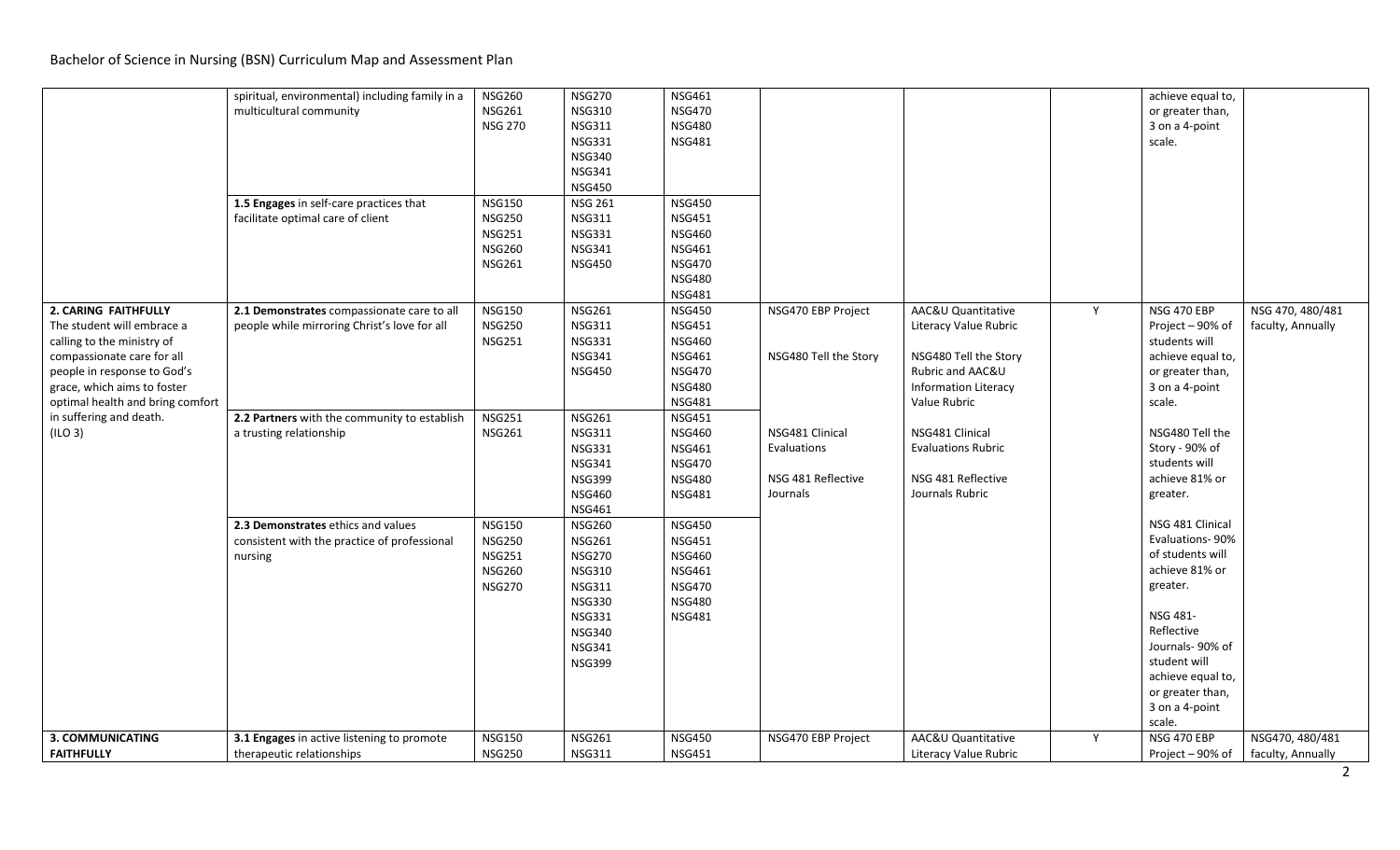# Bachelor of Science in Nursing (BSN) Curriculum Map and Assessment Plan

| | | | | | | | | | |
|---|---|---|---|---|---|---|---|---|---|
| | spiritual, environmental) including family in a multicultural community | NSG260<br>NSG261<br>NSG 270 | NSG270<br>NSG310<br>NSG311<br>NSG331<br>NSG340<br>NSG341<br>NSG450 | NSG461<br>NSG470<br>NSG480<br>NSG481 | | | | achieve equal to, or greater than, 3 on a 4-point scale. | |
| | **1.5 Engages** in self-care practices that facilitate optimal care of client | NSG150<br>NSG250<br>NSG251<br>NSG260<br>NSG261 | NSG 261<br>NSG311<br>NSG331<br>NSG341<br>NSG450 | NSG450<br>NSG451<br>NSG460<br>NSG461<br>NSG470<br>NSG480<br>NSG481 | | | | | |
| **2. CARING FAITHFULLY**<br>The student will embrace a calling to the ministry of compassionate care for all people in response to God's grace, which aims to foster optimal health and bring comfort in suffering and death. (ILO 3) | **2.1 Demonstrates** compassionate care to all people while mirroring Christ's love for all | NSG150<br>NSG250<br>NSG251 | NSG261<br>NSG311<br>NSG331<br>NSG341<br>NSG450 | NSG450<br>NSG451<br>NSG460<br>NSG461<br>NSG470<br>NSG480<br>NSG481 | NSG470 EBP Project<br><br>NSG480 Tell the Story<br><br>NSG481 Clinical Evaluations<br><br>NSG 481 Reflective Journals | AAC&U Quantitative Literacy Value Rubric<br><br>NSG480 Tell the Story Rubric and AAC&U Information Literacy Value Rubric<br><br>NSG481 Clinical Evaluations Rubric<br><br>NSG 481 Reflective Journals Rubric | Y | NSG 470 EBP Project – 90% of students will achieve equal to, or greater than, 3 on a 4-point scale.<br><br>NSG480 Tell the Story - 90% of students will achieve 81% or greater.<br><br>NSG 481 Clinical Evaluations- 90% of students will achieve 81% or greater.<br><br>NSG 481- Reflective Journals- 90% of student will achieve equal to, or greater than, 3 on a 4-point scale. | NSG 470, 480/481 faculty, Annually |
| | **2.2 Partners** with the community to establish a trusting relationship | NSG251<br>NSG261 | NSG261<br>NSG311<br>NSG331<br>NSG341<br>NSG399<br>NSG460<br>NSG461 | NSG451<br>NSG460<br>NSG461<br>NSG470<br>NSG480<br>NSG481 | | | | | |
| | **2.3 Demonstrates** ethics and values consistent with the practice of professional nursing | NSG150<br>NSG250<br>NSG251<br>NSG260<br>NSG270 | NSG260<br>NSG261<br>NSG270<br>NSG310<br>NSG311<br>NSG330<br>NSG331<br>NSG340<br>NSG341<br>NSG399 | NSG450<br>NSG451<br>NSG460<br>NSG461<br>NSG470<br>NSG480<br>NSG481 | | | | | |
| **3. COMMUNICATING FAITHFULLY** | **3.1 Engages** in active listening to promote therapeutic relationships | NSG150<br>NSG250 | NSG261<br>NSG311 | NSG450<br>NSG451 | NSG470 EBP Project | AAC&U Quantitative Literacy Value Rubric | Y | NSG 470 EBP Project – 90% of | NSG470, 480/481 faculty, Annually |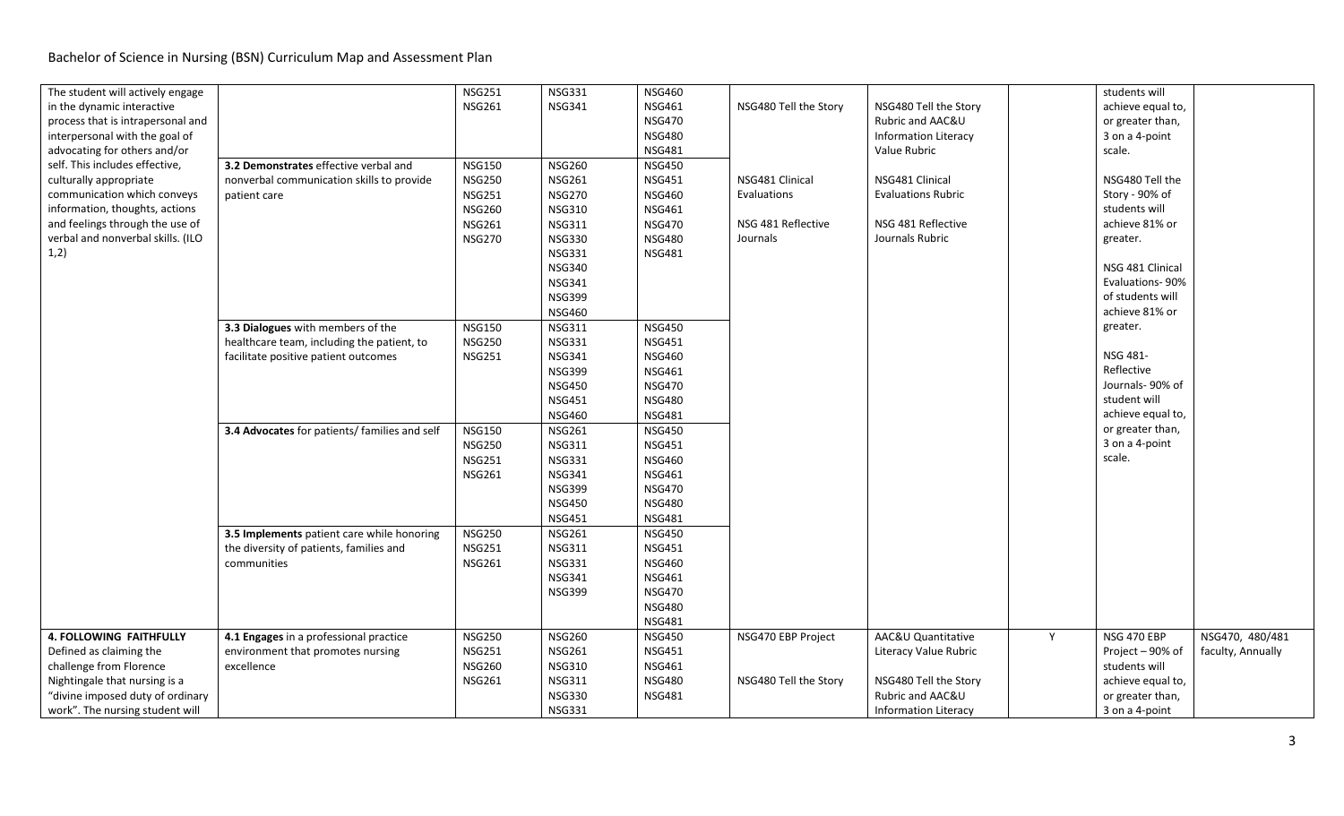# Bachelor of Science in Nursing (BSN) Curriculum Map and Assessment Plan

| | | | | | | | | | |
|---|---|---|---|---|---|---|---|---|---|
| The student will actively engage in the dynamic interactive process that is intrapersonal and interpersonal with the goal of advocating for others and/or self. This includes effective, culturally appropriate communication which conveys information, thoughts, actions and feelings through the use of verbal and nonverbal skills. (ILO 1,2) | | NSG251<br>NSG261 | NSG331<br>NSG341 | NSG460<br>NSG461<br>NSG470<br>NSG480<br>NSG481 | NSG480 Tell the Story<br><br>NSG481 Clinical Evaluations<br><br>NSG 481 Reflective Journals | NSG480 Tell the Story Rubric and AAC&U Information Literacy Value Rubric<br><br>NSG481 Clinical Evaluations Rubric<br><br>NSG 481 Reflective Journals Rubric | | students will achieve equal to, or greater than, 3 on a 4-point scale.<br><br>NSG480 Tell the Story - 90% of students will achieve 81% or greater.<br><br>NSG 481 Clinical Evaluations- 90% of students will achieve 81% or greater.<br><br>NSG 481- Reflective Journals- 90% of student will achieve equal to, or greater than, 3 on a 4-point scale. | |
| | **3.2 Demonstrates** effective verbal and nonverbal communication skills to provide patient care | NSG150<br>NSG250<br>NSG251<br>NSG260<br>NSG261<br>NSG270 | NSG260<br>NSG261<br>NSG270<br>NSG310<br>NSG311<br>NSG330<br>NSG331<br>NSG340<br>NSG341<br>NSG399<br>NSG460 | NSG450<br>NSG451<br>NSG460<br>NSG461<br>NSG470<br>NSG480<br>NSG481 | | | | | |
| | **3.3 Dialogues** with members of the healthcare team, including the patient, to facilitate positive patient outcomes | NSG150<br>NSG250<br>NSG251 | NSG311<br>NSG331<br>NSG341<br>NSG399<br>NSG450<br>NSG451<br>NSG460 | NSG450<br>NSG451<br>NSG460<br>NSG461<br>NSG470<br>NSG480<br>NSG481 | | | | | |
| | **3.4 Advocates** for patients/ families and self | NSG150<br>NSG250<br>NSG251<br>NSG261 | NSG261<br>NSG311<br>NSG331<br>NSG341<br>NSG399<br>NSG450<br>NSG451 | NSG450<br>NSG451<br>NSG460<br>NSG461<br>NSG470<br>NSG480<br>NSG481 | | | | | |
| | **3.5 Implements** patient care while honoring the diversity of patients, families and communities | NSG250<br>NSG251<br>NSG261 | NSG261<br>NSG311<br>NSG331<br>NSG341<br>NSG399 | NSG450<br>NSG451<br>NSG460<br>NSG461<br>NSG470<br>NSG480<br>NSG481 | | | | | |
| **4. FOLLOWING FAITHFULLY** Defined as claiming the challenge from Florence Nightingale that nursing is a "divine imposed duty of ordinary work". The nursing student will | **4.1 Engages** in a professional practice environment that promotes nursing excellence | NSG250<br>NSG251<br>NSG260<br>NSG261 | NSG260<br>NSG261<br>NSG310<br>NSG311<br>NSG330<br>NSG331 | NSG450<br>NSG451<br>NSG461<br>NSG480<br>NSG481 | NSG470 EBP Project<br><br>NSG480 Tell the Story | AAC&U Quantitative Literacy Value Rubric<br><br>NSG480 Tell the Story Rubric and AAC&U Information Literacy | Y | NSG 470 EBP Project – 90% of students will achieve equal to, or greater than, 3 on a 4-point | NSG470, 480/481 faculty, Annually |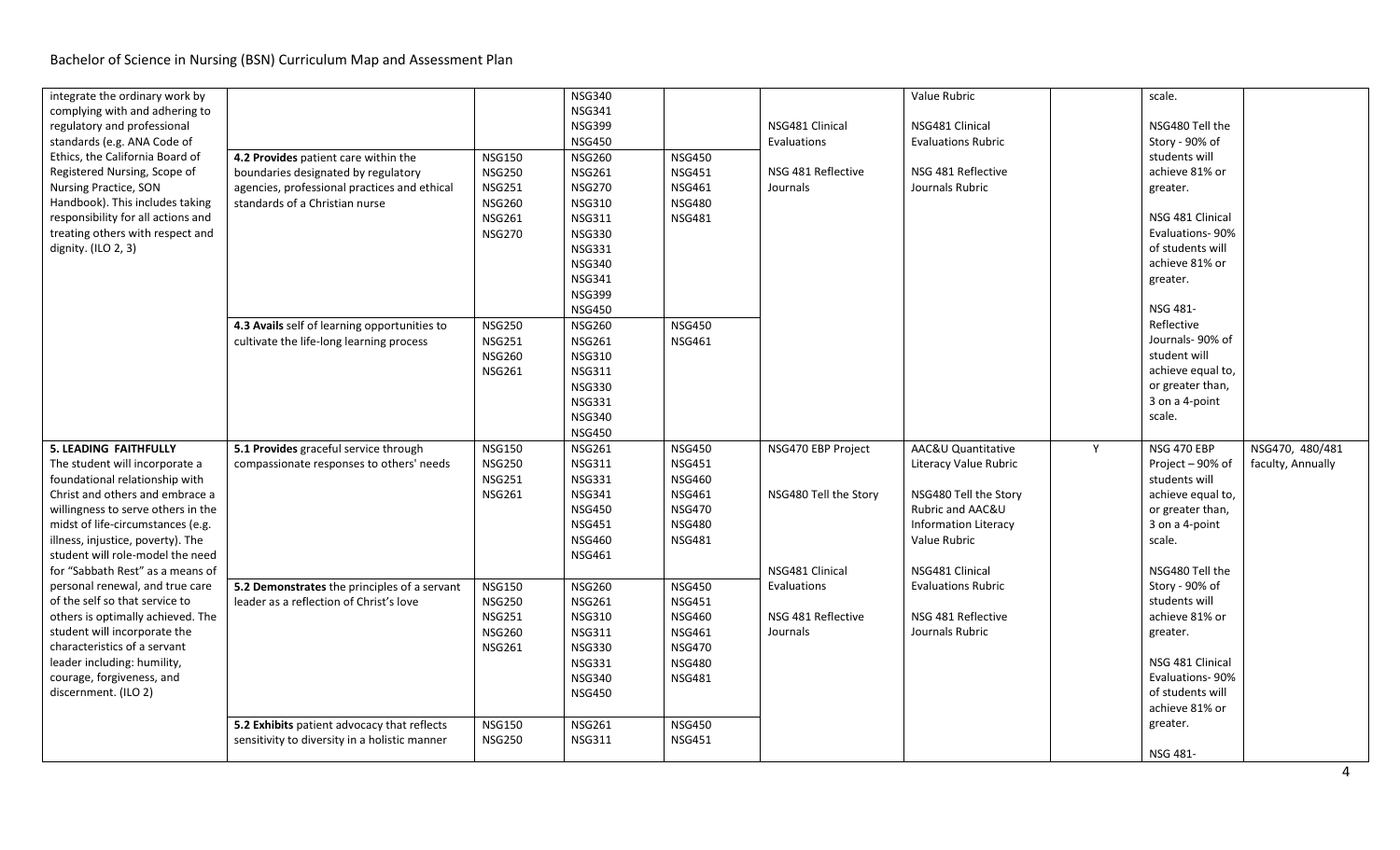# Bachelor of Science in Nursing (BSN) Curriculum Map and Assessment Plan

| | | | | | | | | | |
|---|---|---|---|---|---|---|---|---|---|
| integrate the ordinary work by complying with and adhering to regulatory and professional standards (e.g. ANA Code of Ethics, the California Board of Registered Nursing, Scope of Nursing Practice, SON Handbook). This includes taking responsibility for all actions and treating others with respect and dignity. (ILO 2, 3) | | | NSG340<br>NSG341<br>NSG399<br>NSG450 | | NSG481 Clinical Evaluations<br><br>NSG 481 Reflective Journals | Value Rubric<br><br>NSG481 Clinical Evaluations Rubric<br><br>NSG 481 Reflective Journals Rubric | | scale.<br><br>NSG480 Tell the Story - 90% of students will achieve 81% or greater.<br><br>NSG 481 Clinical Evaluations- 90% of students will achieve 81% or greater.<br><br>NSG 481- Reflective Journals- 90% of student will achieve equal to, or greater than, 3 on a 4-point scale. | |
| | **4.2 Provides** patient care within the boundaries designated by regulatory agencies, professional practices and ethical standards of a Christian nurse | NSG150<br>NSG250<br>NSG251<br>NSG260<br>NSG261<br>NSG270 | NSG260<br>NSG261<br>NSG270<br>NSG310<br>NSG311<br>NSG330<br>NSG331<br>NSG340<br>NSG341<br>NSG399<br>NSG450 | NSG450<br>NSG451<br>NSG461<br>NSG480<br>NSG481 | | | | | |
| | **4.3 Avails** self of learning opportunities to cultivate the life-long learning process | NSG250<br>NSG251<br>NSG260<br>NSG261 | NSG260<br>NSG261<br>NSG310<br>NSG311<br>NSG330<br>NSG331<br>NSG340<br>NSG450 | NSG450<br>NSG461 | | | | | |
| **5. LEADING FAITHFULLY**<br>The student will incorporate a foundational relationship with Christ and others and embrace a willingness to serve others in the midst of life-circumstances (e.g. illness, injustice, poverty). The student will role-model the need for "Sabbath Rest" as a means of personal renewal, and true care of the self so that service to others is optimally achieved. The student will incorporate the characteristics of a servant leader including: humility, courage, forgiveness, and discernment. (ILO 2) | **5.1 Provides** graceful service through compassionate responses to others' needs | NSG150<br>NSG250<br>NSG251<br>NSG261 | NSG261<br>NSG311<br>NSG331<br>NSG341<br>NSG450<br>NSG451<br>NSG460<br>NSG461 | NSG450<br>NSG451<br>NSG460<br>NSG461<br>NSG470<br>NSG480<br>NSG481 | NSG470 EBP Project<br><br>NSG480 Tell the Story<br><br>NSG481 Clinical Evaluations<br><br>NSG 481 Reflective Journals | AAC&U Quantitative Literacy Value Rubric<br><br>NSG480 Tell the Story Rubric and AAC&U Information Literacy Value Rubric<br><br>NSG481 Clinical Evaluations Rubric<br><br>NSG 481 Reflective Journals Rubric | Y | NSG 470 EBP Project – 90% of students will achieve equal to, or greater than, 3 on a 4-point scale.<br><br>NSG480 Tell the Story - 90% of students will achieve 81% or greater.<br><br>NSG 481 Clinical Evaluations- 90% of students will achieve 81% or greater.<br><br>NSG 481- | NSG470, 480/481 faculty, Annually |
| | **5.2 Demonstrates** the principles of a servant leader as a reflection of Christ's love | NSG150<br>NSG250<br>NSG251<br>NSG260<br>NSG261 | NSG260<br>NSG261<br>NSG310<br>NSG311<br>NSG330<br>NSG331<br>NSG340<br>NSG450 | NSG450<br>NSG451<br>NSG460<br>NSG461<br>NSG470<br>NSG480<br>NSG481 | | | | | |
| | **5.2 Exhibits** patient advocacy that reflects sensitivity to diversity in a holistic manner | NSG150<br>NSG250 | NSG261<br>NSG311 | NSG450<br>NSG451 | | | | | |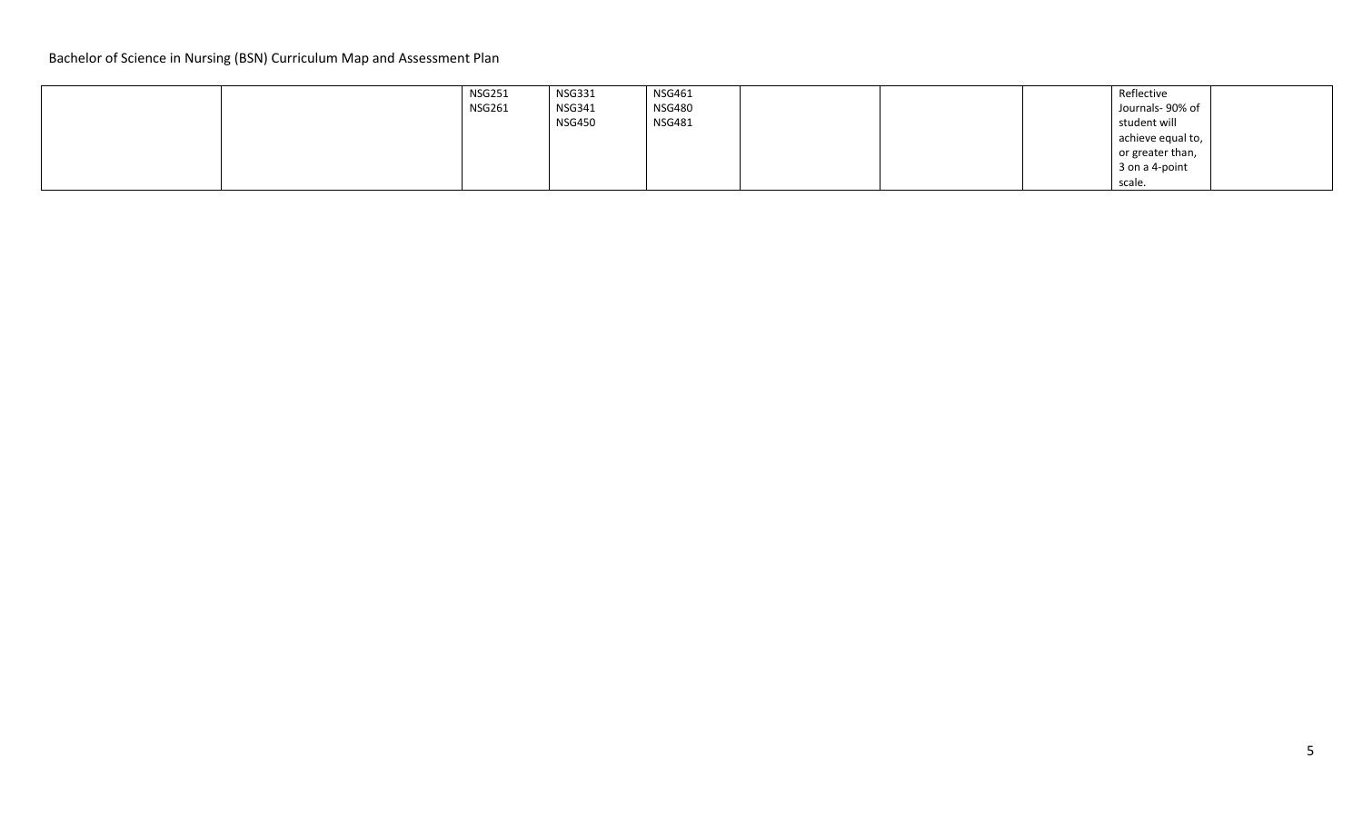| | | | | | | | | | |
|---|---|---|---|---|---|---|---|---|---|
| | | NSG251<br>NSG261 | NSG331<br>NSG341<br>NSG450 | NSG461<br>NSG480<br>NSG481 | | | | Reflective Journals- 90% of student will achieve equal to, or greater than, 3 on a 4-point scale. | |